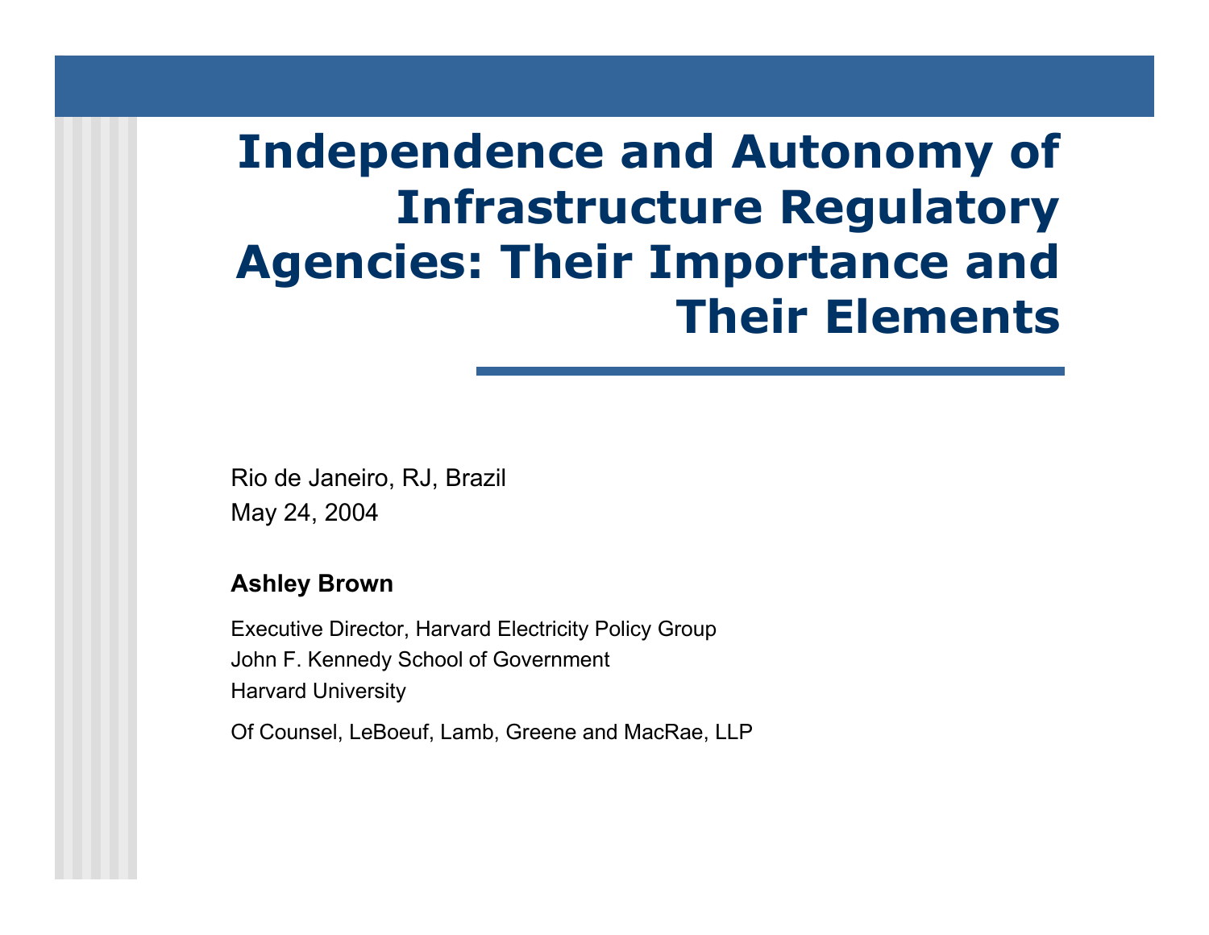# Independence and Autonomy of Infrastructure Regulatory Agencies: Their Importance and Their Elements

Rio de Janeiro, RJ, Brazil
May 24, 2004

**Ashley Brown**

Executive Director, Harvard Electricity Policy Group
John F. Kennedy School of Government
Harvard University

Of Counsel, LeBoeuf, Lamb, Greene and MacRae, LLP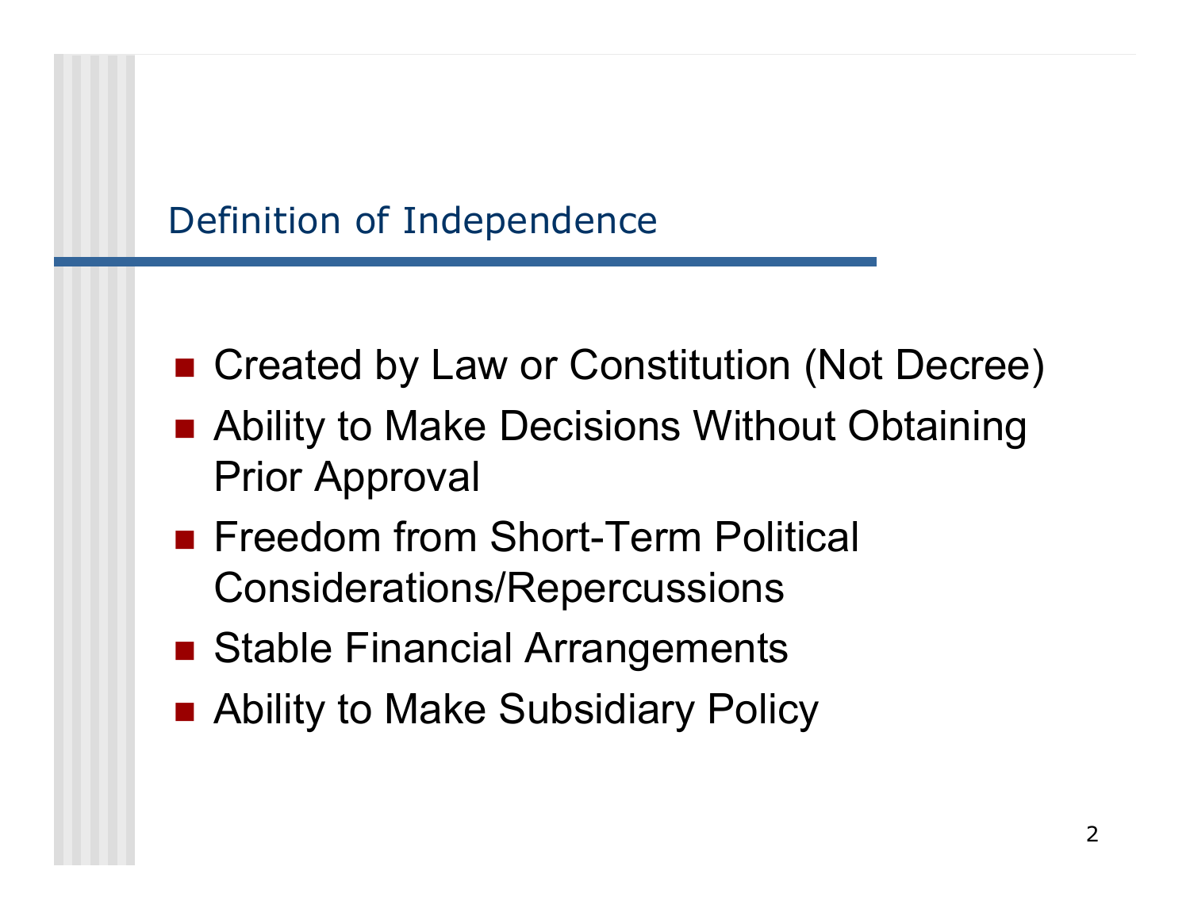## Definition of Independence

- Created by Law or Constitution (Not Decree)
- Ability to Make Decisions Without Obtaining Prior Approval
- Freedom from Short-Term Political Considerations/Repercussions
- Stable Financial Arrangements
- Ability to Make Subsidiary Policy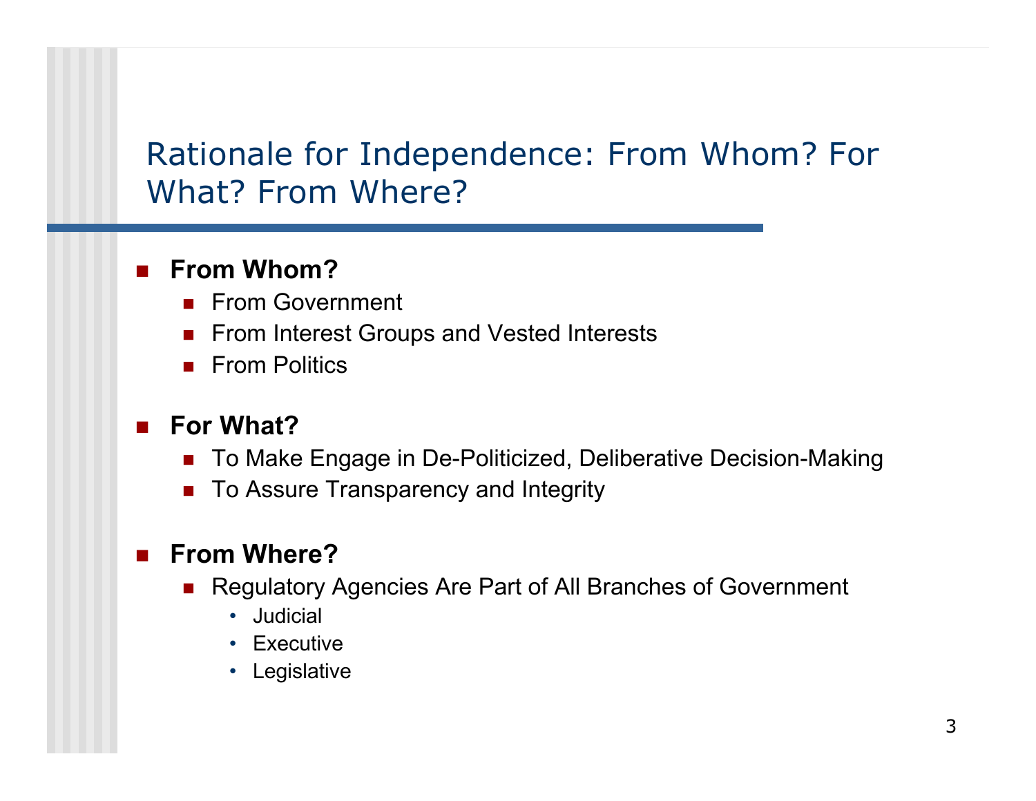# Rationale for Independence: From Whom? For What? From Where?

- **From Whom?**
  - From Government
  - From Interest Groups and Vested Interests
  - From Politics

- **For What?**
  - To Make Engage in De-Politicized, Deliberative Decision-Making
  - To Assure Transparency and Integrity

- **From Where?**
  - Regulatory Agencies Are Part of All Branches of Government
    - Judicial
    - Executive
    - Legislative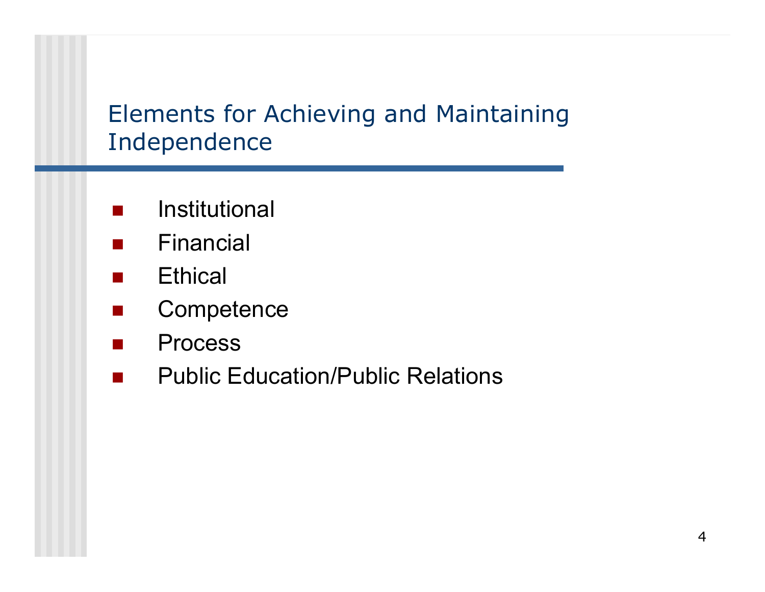## Elements for Achieving and Maintaining Independence

- Institutional
- Financial
- Ethical
- Competence
- Process
- Public Education/Public Relations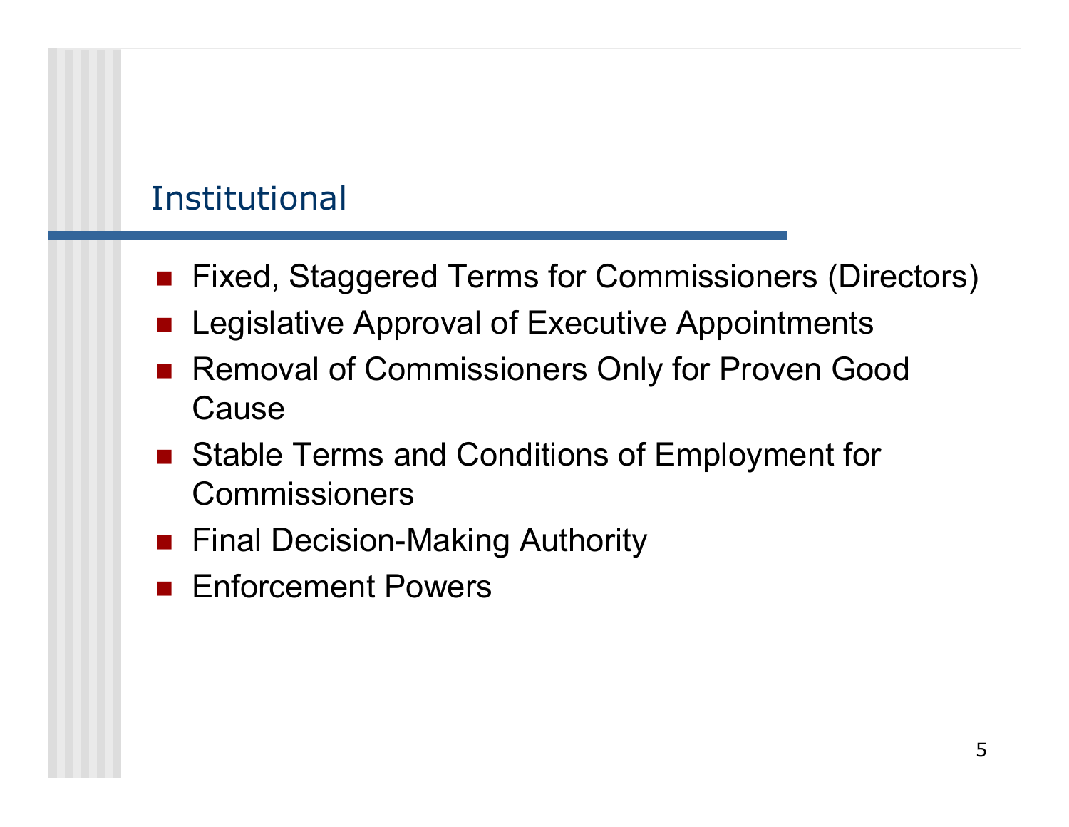## Institutional

- Fixed, Staggered Terms for Commissioners (Directors)
- Legislative Approval of Executive Appointments
- Removal of Commissioners Only for Proven Good Cause
- Stable Terms and Conditions of Employment for Commissioners
- Final Decision-Making Authority
- Enforcement Powers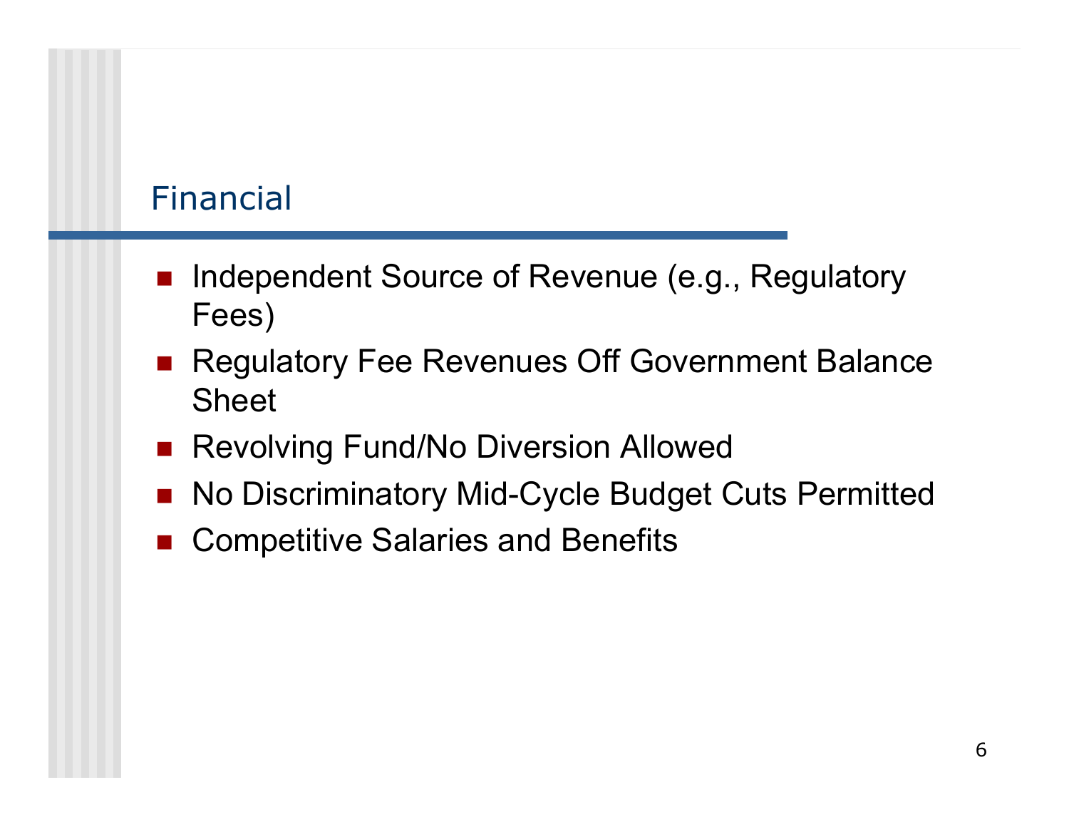## Financial

- Independent Source of Revenue (e.g., Regulatory Fees)
- Regulatory Fee Revenues Off Government Balance Sheet
- Revolving Fund/No Diversion Allowed
- No Discriminatory Mid-Cycle Budget Cuts Permitted
- Competitive Salaries and Benefits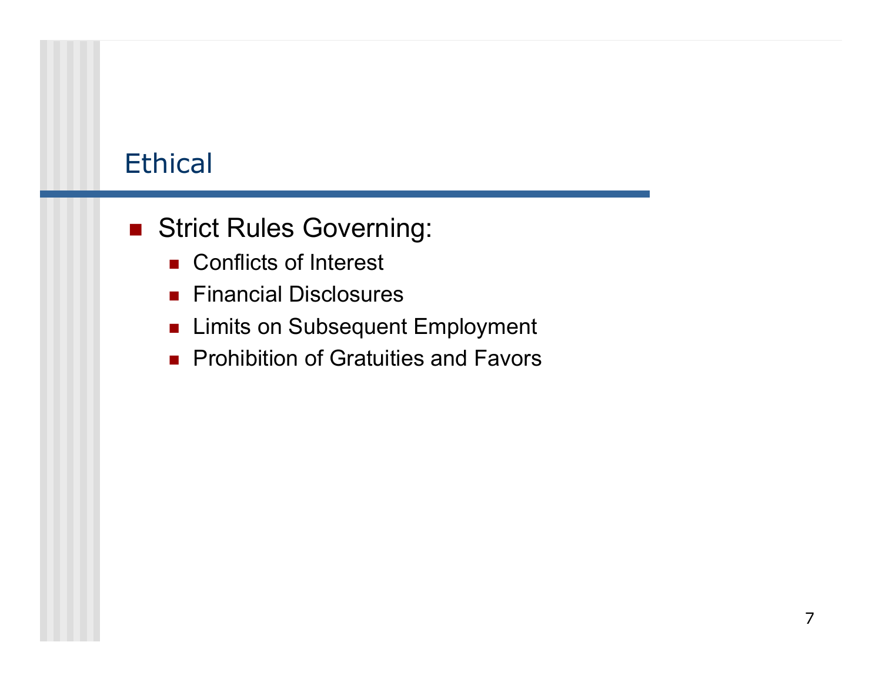## Ethical

- Strict Rules Governing:
  - Conflicts of Interest
  - Financial Disclosures
  - Limits on Subsequent Employment
  - Prohibition of Gratuities and Favors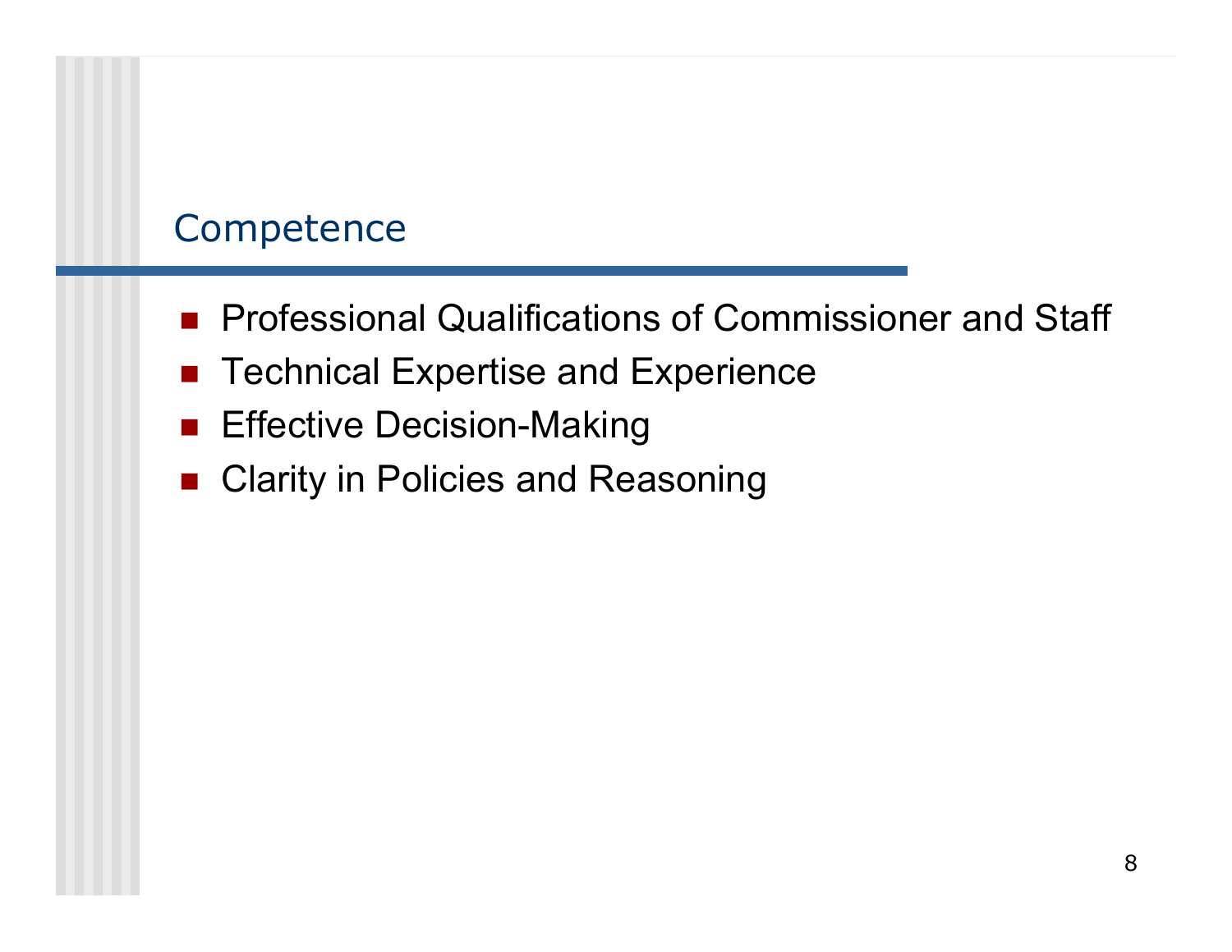## Competence

- Professional Qualifications of Commissioner and Staff
- Technical Expertise and Experience
- Effective Decision-Making
- Clarity in Policies and Reasoning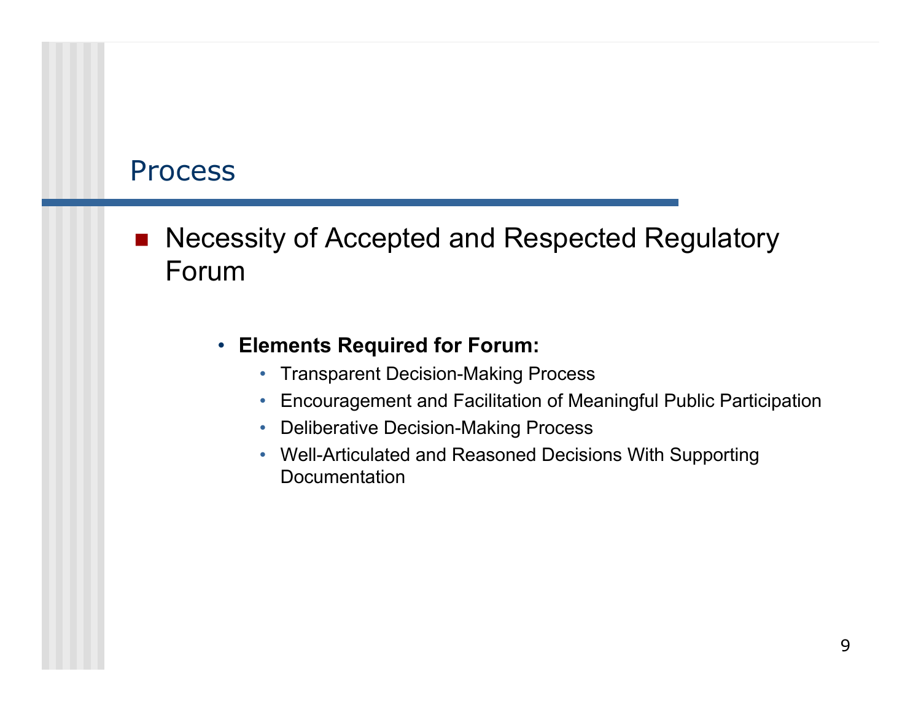# Process

- Necessity of Accepted and Respected Regulatory Forum

  - **Elements Required for Forum:**
    - Transparent Decision-Making Process
    - Encouragement and Facilitation of Meaningful Public Participation
    - Deliberative Decision-Making Process
    - Well-Articulated and Reasoned Decisions With Supporting Documentation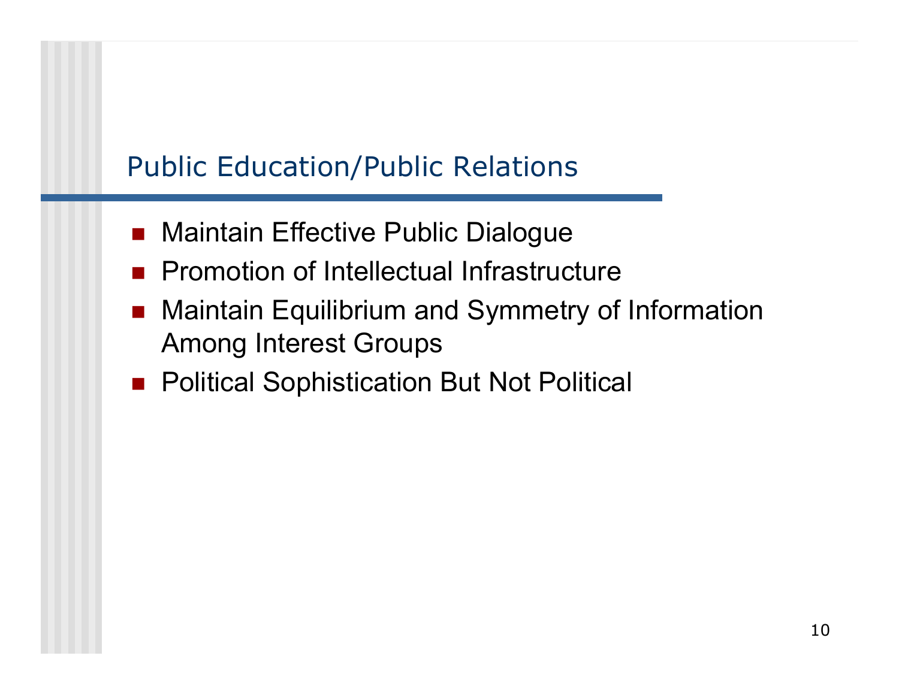## Public Education/Public Relations

- Maintain Effective Public Dialogue
- Promotion of Intellectual Infrastructure
- Maintain Equilibrium and Symmetry of Information Among Interest Groups
- Political Sophistication But Not Political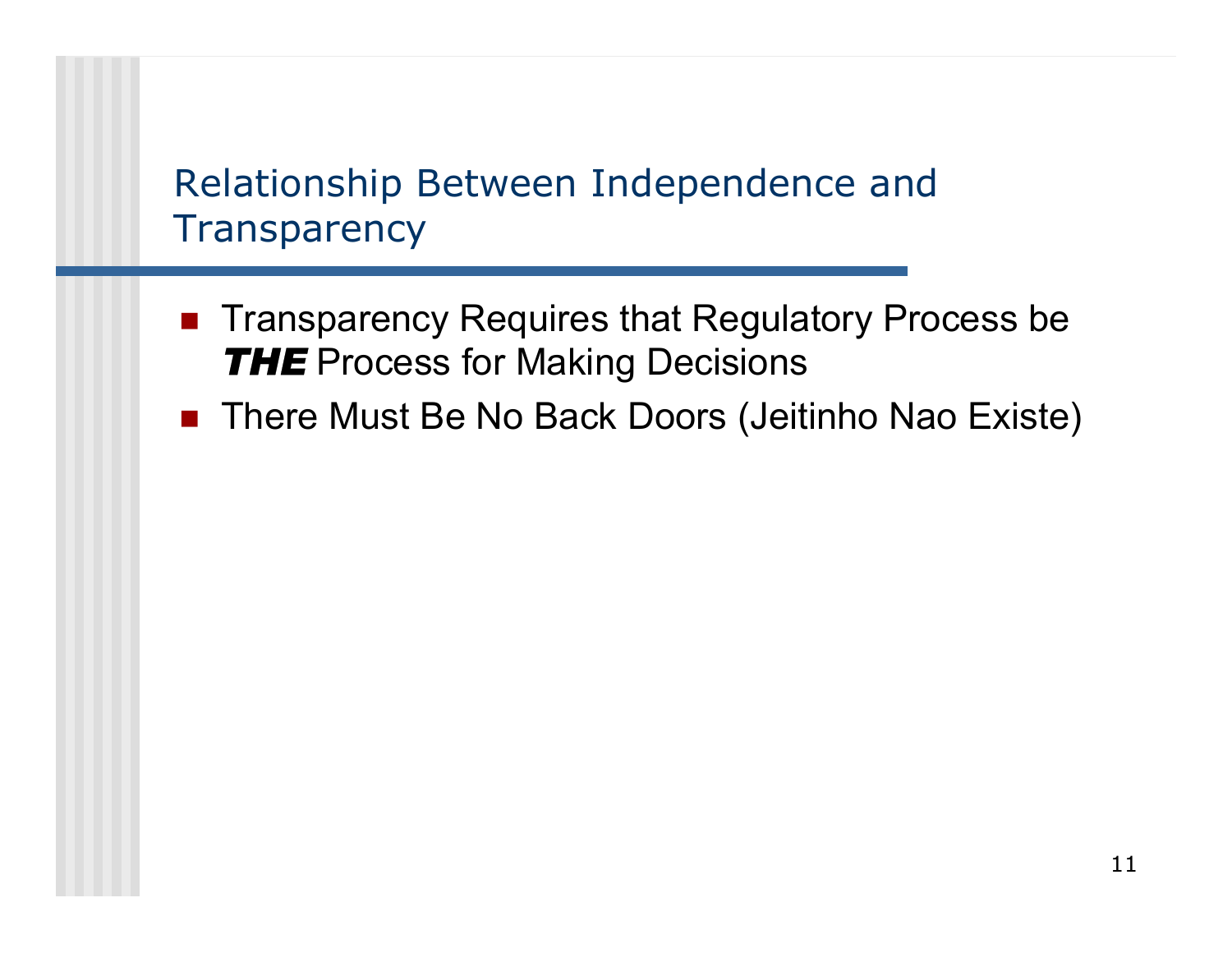## Relationship Between Independence and Transparency

- Transparency Requires that Regulatory Process be ***THE*** Process for Making Decisions
- There Must Be No Back Doors (Jeitinho Nao Existe)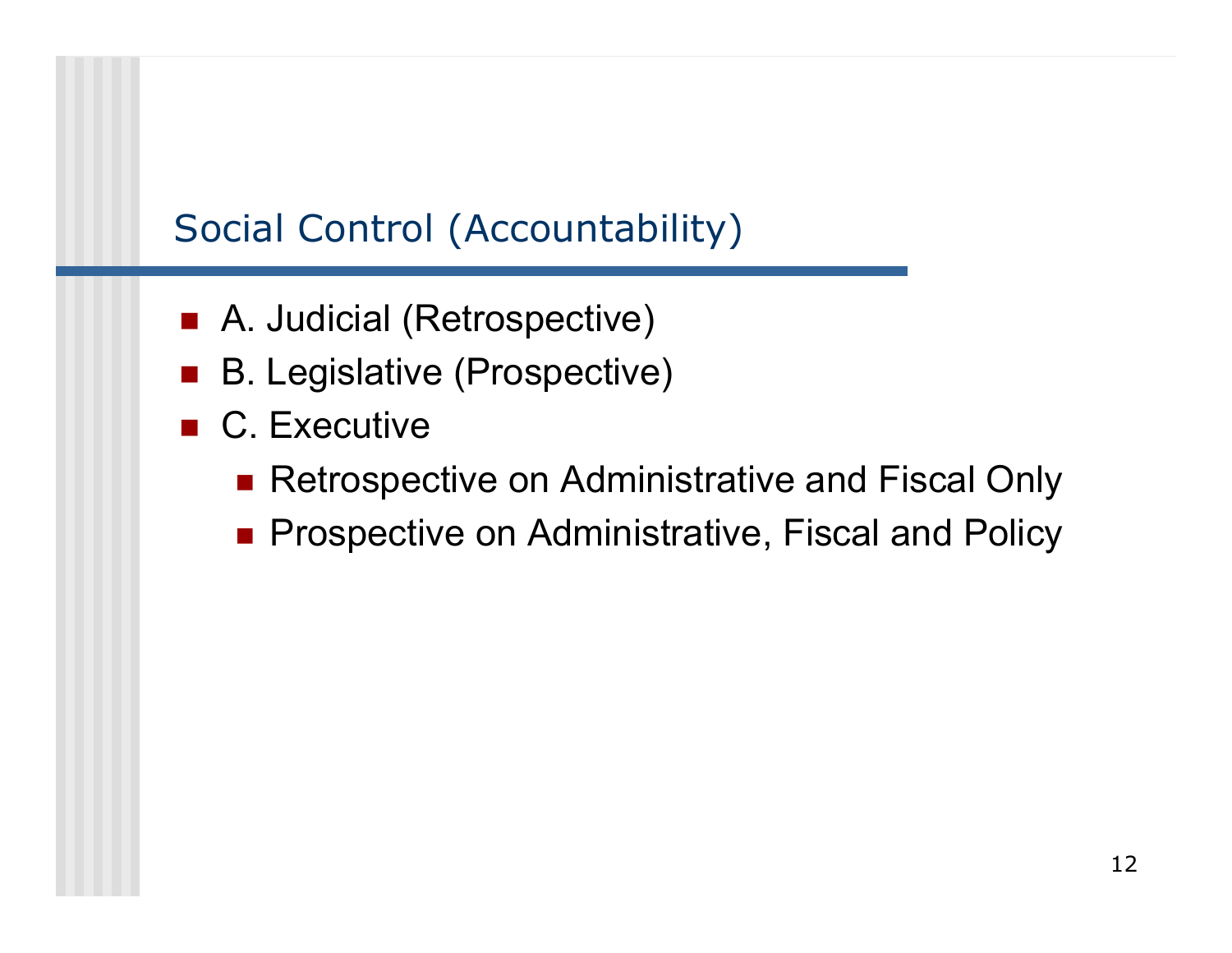## Social Control (Accountability)

- A. Judicial (Retrospective)
- B. Legislative (Prospective)
- C. Executive
  - Retrospective on Administrative and Fiscal Only
  - Prospective on Administrative, Fiscal and Policy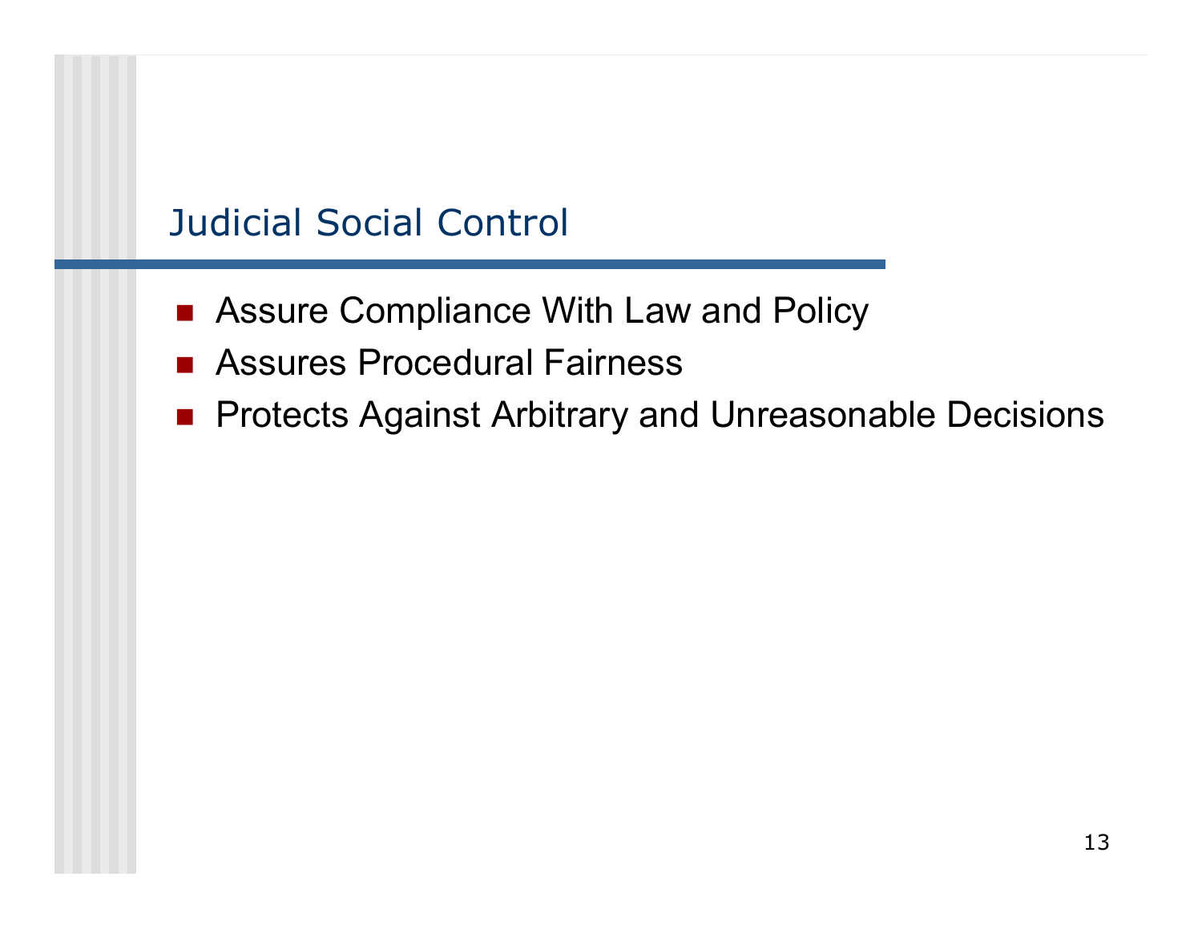## Judicial Social Control

- Assure Compliance With Law and Policy
- Assures Procedural Fairness
- Protects Against Arbitrary and Unreasonable Decisions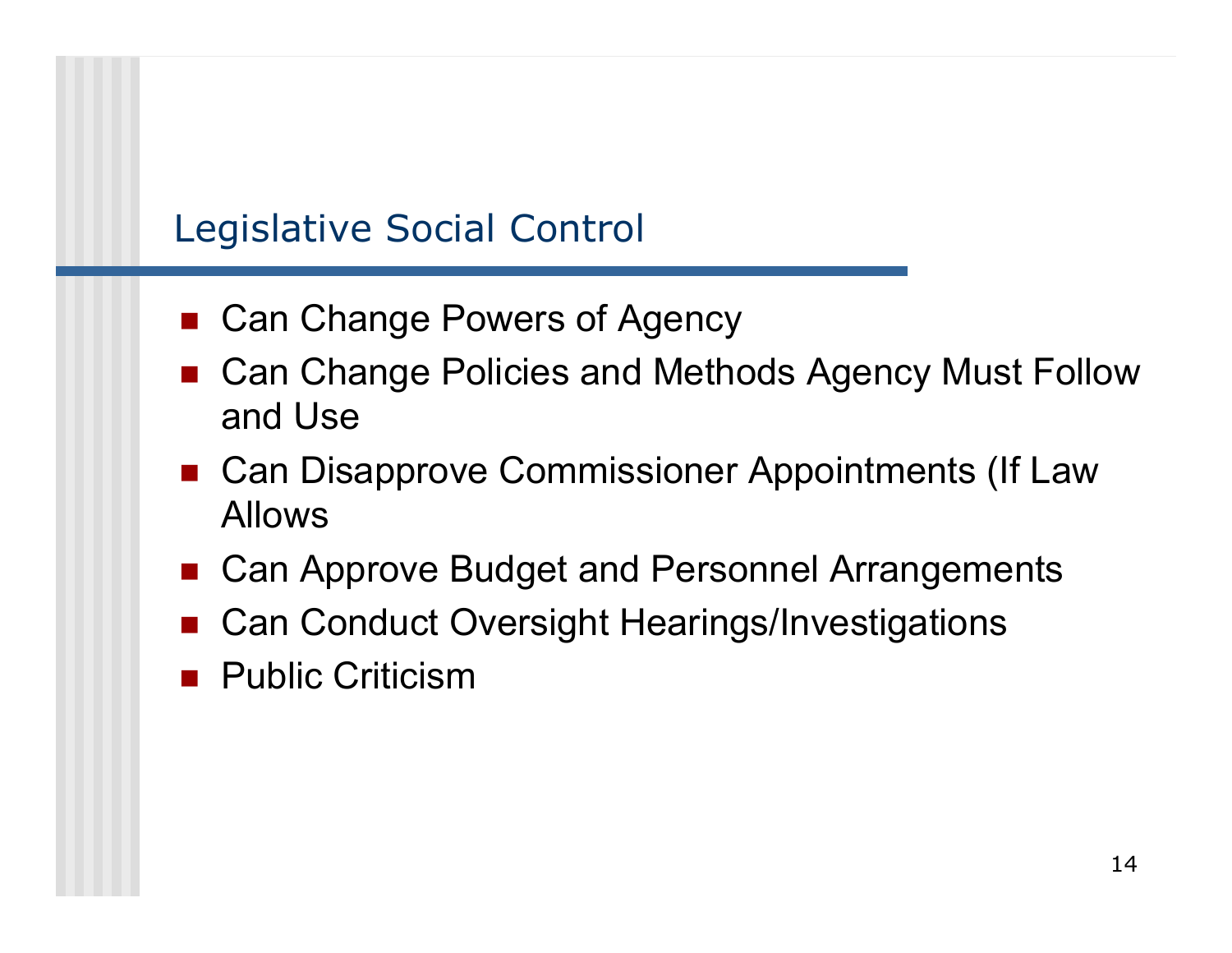## Legislative Social Control

- Can Change Powers of Agency
- Can Change Policies and Methods Agency Must Follow and Use
- Can Disapprove Commissioner Appointments (If Law Allows
- Can Approve Budget and Personnel Arrangements
- Can Conduct Oversight Hearings/Investigations
- Public Criticism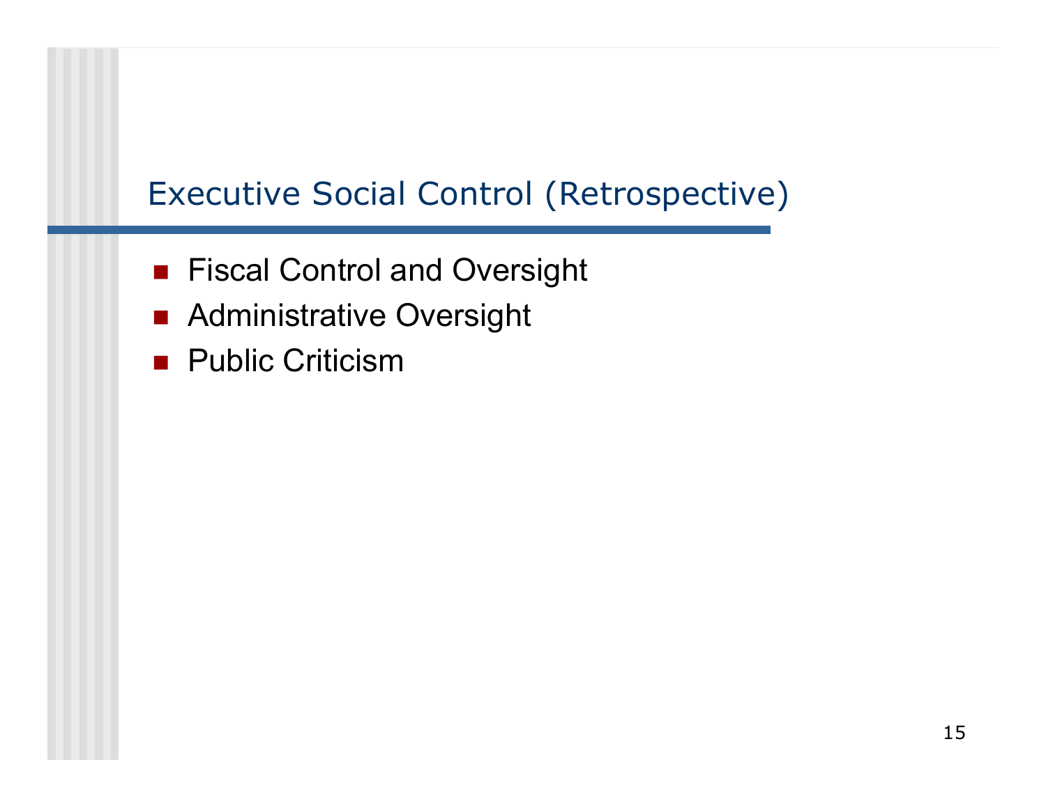## Executive Social Control (Retrospective)

- Fiscal Control and Oversight
- Administrative Oversight
- Public Criticism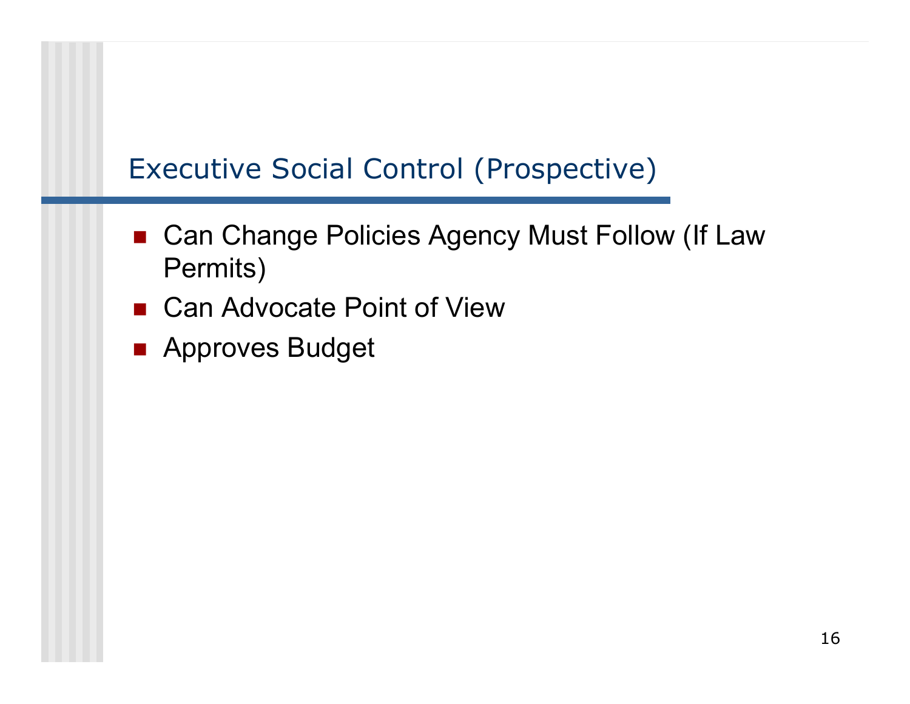## Executive Social Control (Prospective)

- Can Change Policies Agency Must Follow (If Law Permits)
- Can Advocate Point of View
- Approves Budget